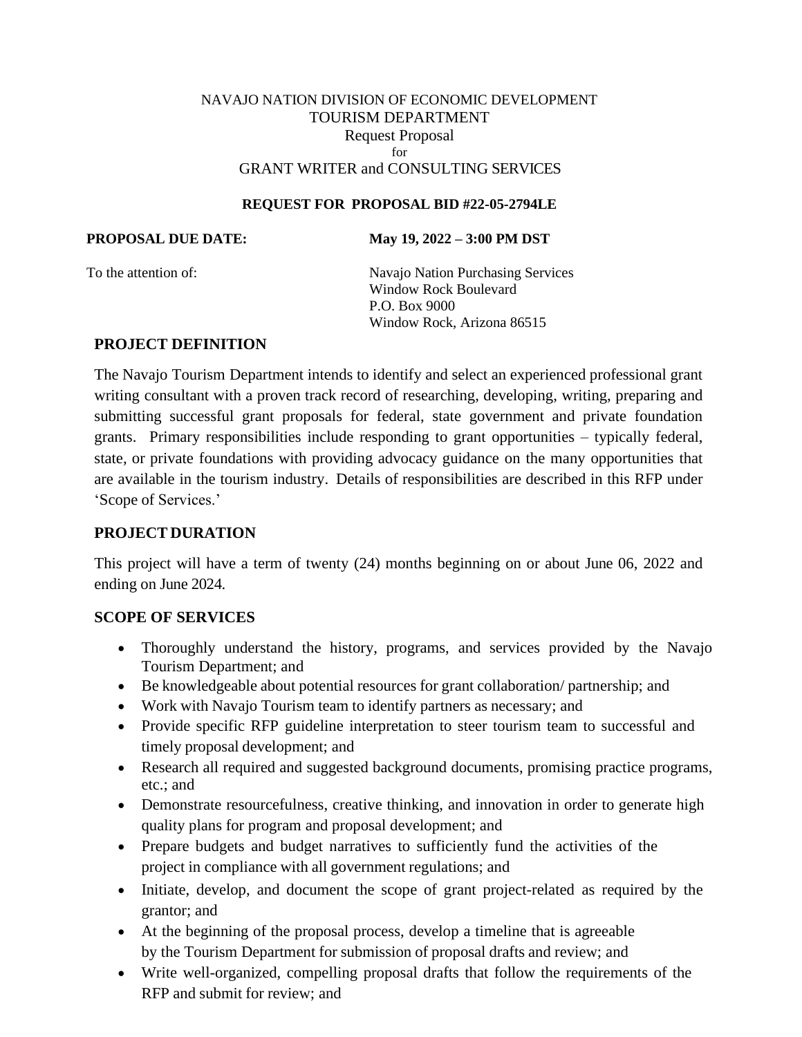NAVAJO NATION DIVISION OF ECONOMIC DEVELOPMENT
TOURISM DEPARTMENT
Request Proposal
for
GRANT WRITER and CONSULTING SERVICES

**REQUEST FOR PROPOSAL BID #22-05-2794LE**

**PROPOSAL DUE DATE:** **May 19, 2022 – 3:00 PM DST**

To the attention of: Navajo Nation Purchasing Services
Window Rock Boulevard
P.O. Box 9000
Window Rock, Arizona 86515

## PROJECT DEFINITION

The Navajo Tourism Department intends to identify and select an experienced professional grant writing consultant with a proven track record of researching, developing, writing, preparing and submitting successful grant proposals for federal, state government and private foundation grants. Primary responsibilities include responding to grant opportunities – typically federal, state, or private foundations with providing advocacy guidance on the many opportunities that are available in the tourism industry. Details of responsibilities are described in this RFP under 'Scope of Services.'

## PROJECT DURATION

This project will have a term of twenty (24) months beginning on or about June 06, 2022 and ending on June 2024.

## SCOPE OF SERVICES

- Thoroughly understand the history, programs, and services provided by the Navajo Tourism Department; and
- Be knowledgeable about potential resources for grant collaboration/ partnership; and
- Work with Navajo Tourism team to identify partners as necessary; and
- Provide specific RFP guideline interpretation to steer tourism team to successful and timely proposal development; and
- Research all required and suggested background documents, promising practice programs, etc.; and
- Demonstrate resourcefulness, creative thinking, and innovation in order to generate high quality plans for program and proposal development; and
- Prepare budgets and budget narratives to sufficiently fund the activities of the project in compliance with all government regulations; and
- Initiate, develop, and document the scope of grant project-related as required by the grantor; and
- At the beginning of the proposal process, develop a timeline that is agreeable by the Tourism Department for submission of proposal drafts and review; and
- Write well-organized, compelling proposal drafts that follow the requirements of the RFP and submit for review; and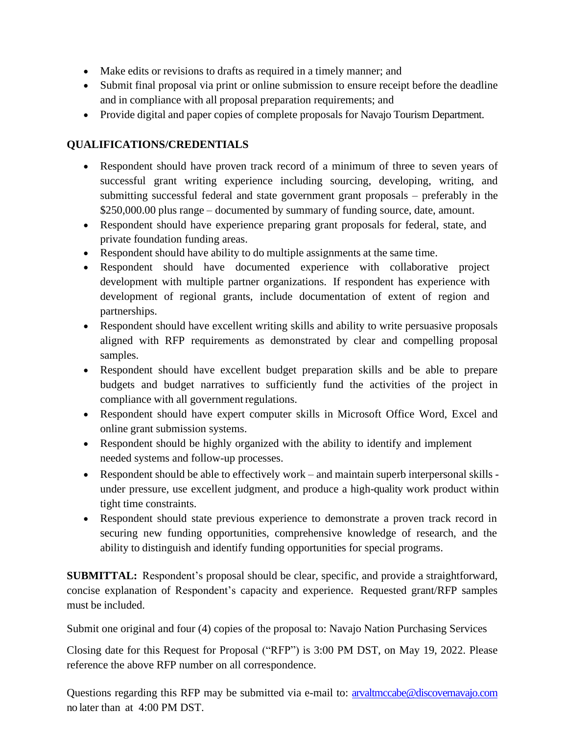- Make edits or revisions to drafts as required in a timely manner; and
- Submit final proposal via print or online submission to ensure receipt before the deadline and in compliance with all proposal preparation requirements; and
- Provide digital and paper copies of complete proposals for Navajo Tourism Department.

**QUALIFICATIONS/CREDENTIALS**

- Respondent should have proven track record of a minimum of three to seven years of successful grant writing experience including sourcing, developing, writing, and submitting successful federal and state government grant proposals – preferably in the $250,000.00 plus range – documented by summary of funding source, date, amount.
- Respondent should have experience preparing grant proposals for federal, state, and private foundation funding areas.
- Respondent should have ability to do multiple assignments at the same time.
- Respondent should have documented experience with collaborative project development with multiple partner organizations. If respondent has experience with development of regional grants, include documentation of extent of region and partnerships.
- Respondent should have excellent writing skills and ability to write persuasive proposals aligned with RFP requirements as demonstrated by clear and compelling proposal samples.
- Respondent should have excellent budget preparation skills and be able to prepare budgets and budget narratives to sufficiently fund the activities of the project in compliance with all government regulations.
- Respondent should have expert computer skills in Microsoft Office Word, Excel and online grant submission systems.
- Respondent should be highly organized with the ability to identify and implement needed systems and follow-up processes.
- Respondent should be able to effectively work – and maintain superb interpersonal skills - under pressure, use excellent judgment, and produce a high-quality work product within tight time constraints.
- Respondent should state previous experience to demonstrate a proven track record in securing new funding opportunities, comprehensive knowledge of research, and the ability to distinguish and identify funding opportunities for special programs.

**SUBMITTAL:** Respondent's proposal should be clear, specific, and provide a straightforward, concise explanation of Respondent's capacity and experience. Requested grant/RFP samples must be included.

Submit one original and four (4) copies of the proposal to: Navajo Nation Purchasing Services

Closing date for this Request for Proposal ("RFP") is 3:00 PM DST, on May 19, 2022. Please reference the above RFP number on all correspondence.

Questions regarding this RFP may be submitted via e-mail to: arvaltmccabe@discovernavajo.com no later than at 4:00 PM DST.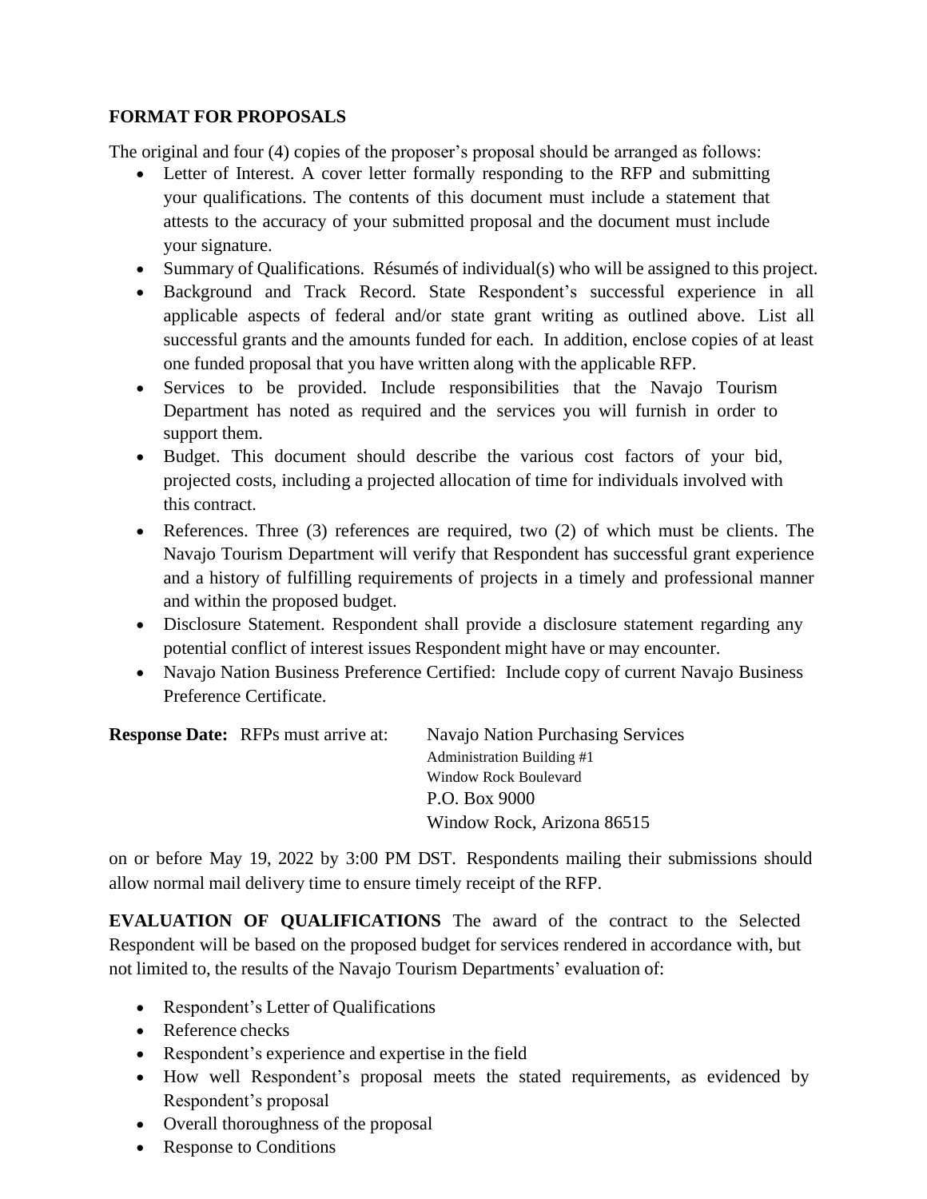**FORMAT FOR PROPOSALS**

The original and four (4) copies of the proposer's proposal should be arranged as follows:

- Letter of Interest. A cover letter formally responding to the RFP and submitting your qualifications. The contents of this document must include a statement that attests to the accuracy of your submitted proposal and the document must include your signature.
- Summary of Qualifications. Résumés of individual(s) who will be assigned to this project.
- Background and Track Record. State Respondent's successful experience in all applicable aspects of federal and/or state grant writing as outlined above. List all successful grants and the amounts funded for each. In addition, enclose copies of at least one funded proposal that you have written along with the applicable RFP.
- Services to be provided. Include responsibilities that the Navajo Tourism Department has noted as required and the services you will furnish in order to support them.
- Budget. This document should describe the various cost factors of your bid, projected costs, including a projected allocation of time for individuals involved with this contract.
- References. Three (3) references are required, two (2) of which must be clients. The Navajo Tourism Department will verify that Respondent has successful grant experience and a history of fulfilling requirements of projects in a timely and professional manner and within the proposed budget.
- Disclosure Statement. Respondent shall provide a disclosure statement regarding any potential conflict of interest issues Respondent might have or may encounter.
- Navajo Nation Business Preference Certified: Include copy of current Navajo Business Preference Certificate.

**Response Date:** RFPs must arrive at:

Navajo Nation Purchasing Services
Administration Building #1
Window Rock Boulevard
P.O. Box 9000
Window Rock, Arizona 86515

on or before May 19, 2022 by 3:00 PM DST. Respondents mailing their submissions should allow normal mail delivery time to ensure timely receipt of the RFP.

**EVALUATION OF QUALIFICATIONS** The award of the contract to the Selected Respondent will be based on the proposed budget for services rendered in accordance with, but not limited to, the results of the Navajo Tourism Departments' evaluation of:

- Respondent's Letter of Qualifications
- Reference checks
- Respondent's experience and expertise in the field
- How well Respondent's proposal meets the stated requirements, as evidenced by Respondent's proposal
- Overall thoroughness of the proposal
- Response to Conditions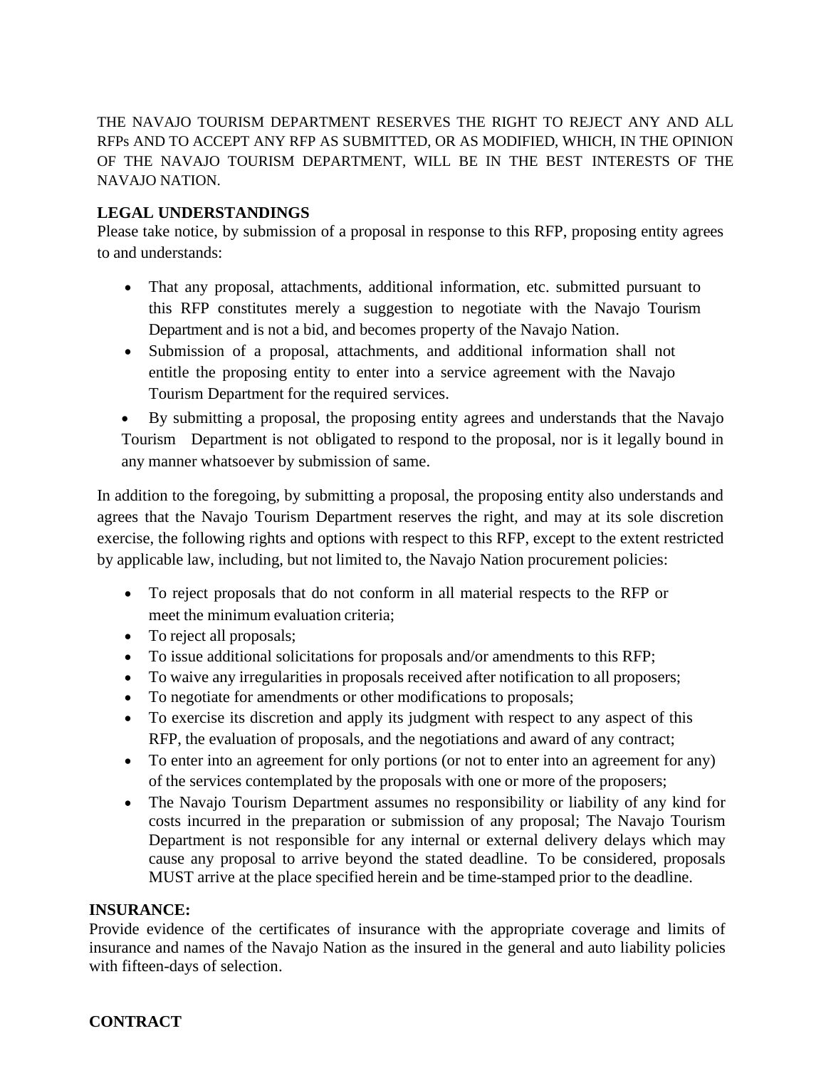THE NAVAJO TOURISM DEPARTMENT RESERVES THE RIGHT TO REJECT ANY AND ALL RFPs AND TO ACCEPT ANY RFP AS SUBMITTED, OR AS MODIFIED, WHICH, IN THE OPINION OF THE NAVAJO TOURISM DEPARTMENT, WILL BE IN THE BEST INTERESTS OF THE NAVAJO NATION.

**LEGAL UNDERSTANDINGS**

Please take notice, by submission of a proposal in response to this RFP, proposing entity agrees to and understands:

- That any proposal, attachments, additional information, etc. submitted pursuant to this RFP constitutes merely a suggestion to negotiate with the Navajo Tourism Department and is not a bid, and becomes property of the Navajo Nation.
- Submission of a proposal, attachments, and additional information shall not entitle the proposing entity to enter into a service agreement with the Navajo Tourism Department for the required services.
- By submitting a proposal, the proposing entity agrees and understands that the Navajo Tourism Department is not obligated to respond to the proposal, nor is it legally bound in any manner whatsoever by submission of same.

In addition to the foregoing, by submitting a proposal, the proposing entity also understands and agrees that the Navajo Tourism Department reserves the right, and may at its sole discretion exercise, the following rights and options with respect to this RFP, except to the extent restricted by applicable law, including, but not limited to, the Navajo Nation procurement policies:

- To reject proposals that do not conform in all material respects to the RFP or meet the minimum evaluation criteria;
- To reject all proposals;
- To issue additional solicitations for proposals and/or amendments to this RFP;
- To waive any irregularities in proposals received after notification to all proposers;
- To negotiate for amendments or other modifications to proposals;
- To exercise its discretion and apply its judgment with respect to any aspect of this RFP, the evaluation of proposals, and the negotiations and award of any contract;
- To enter into an agreement for only portions (or not to enter into an agreement for any) of the services contemplated by the proposals with one or more of the proposers;
- The Navajo Tourism Department assumes no responsibility or liability of any kind for costs incurred in the preparation or submission of any proposal; The Navajo Tourism Department is not responsible for any internal or external delivery delays which may cause any proposal to arrive beyond the stated deadline. To be considered, proposals MUST arrive at the place specified herein and be time-stamped prior to the deadline.

**INSURANCE:**

Provide evidence of the certificates of insurance with the appropriate coverage and limits of insurance and names of the Navajo Nation as the insured in the general and auto liability policies with fifteen-days of selection.

**CONTRACT**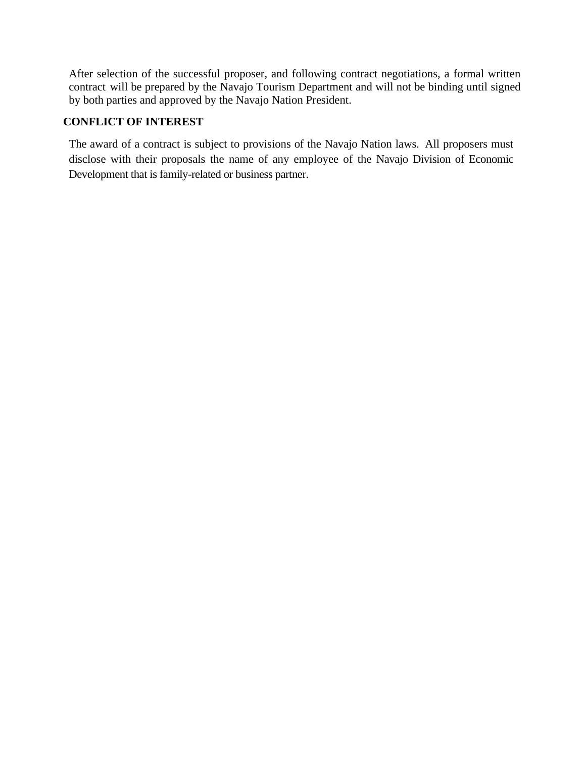After selection of the successful proposer, and following contract negotiations, a formal written contract will be prepared by the Navajo Tourism Department and will not be binding until signed by both parties and approved by the Navajo Nation President.

## CONFLICT OF INTEREST

The award of a contract is subject to provisions of the Navajo Nation laws. All proposers must disclose with their proposals the name of any employee of the Navajo Division of Economic Development that is family-related or business partner.